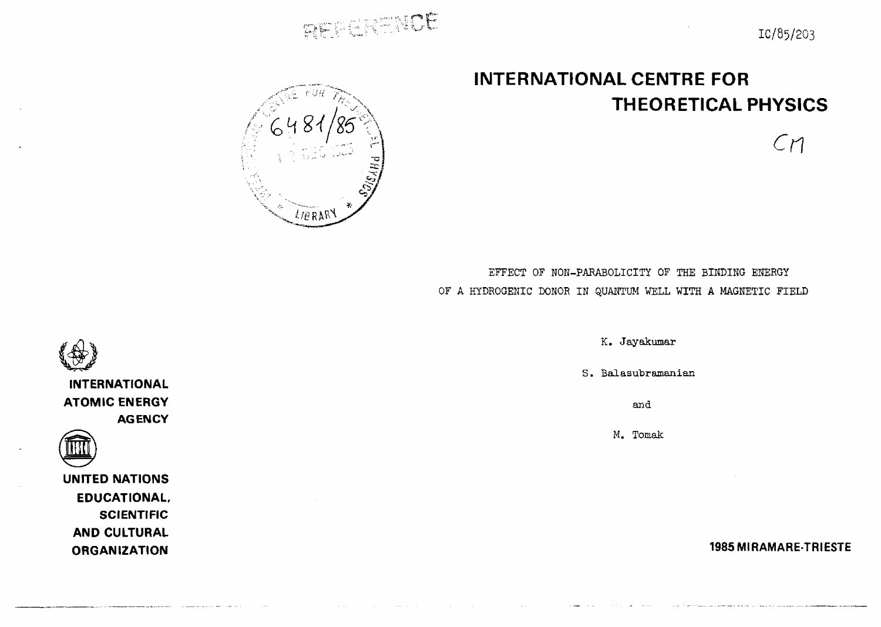REFERENCE

IC/85/203

# INTERNATIONAL CENTRE FOR THEORETICAL PHYSICS

EFFECT OF NON-PARABOLICITY OF THE BINDING ENERGY OF A HYDROGENIC DONOR IN QUANTUM WELL WITH A MAGNETIC FIELD

K. Jayakumar

S. Balasubramanian

and

M. Tomak

INTERNATIONAL ATOMIC ENERGY AGENCY

UNITED NATIONS EDUCATIONAL, SCIENTIFIC AND CULTURAL ORGANIZATION

1985 MIRAMARE-TRIESTE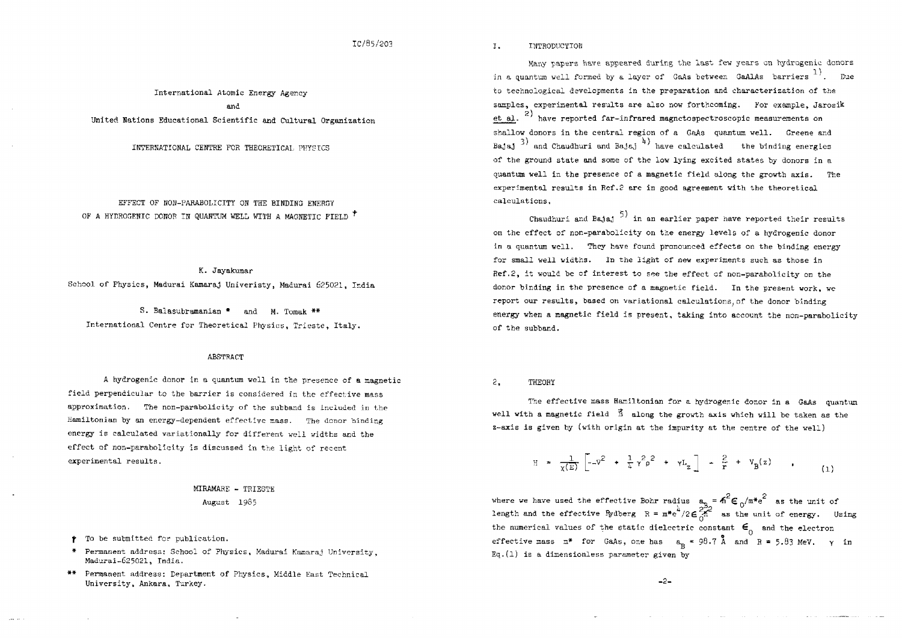IC/85/203

International Atomic Energy Agency

and

United Nations Educational Scientific and Cultural Organization

INTERNATIONAL CENTRE FOR THEORETICAL PHYSICS

# EFFECT OF NON-PARABOLICITY ON THE BINDING ENERGY OF A HYDROGENIC DONOR IN QUANTUM WELL WITH A MAGNETIC FIELD †

K. Jayakumar

School of Physics, Madurai Kamaraj Univeristy, Madurai 625021, India

S. Balasubramanian * and M. Tomak **

International Centre for Theoretical Physics, Trieste, Italy.

## ABSTRACT

A hydrogenic donor in a quantum well in the presence of a magnetic field perpendicular to the barrier is considered in the effective mass approximation. The non-parabolicity of the subband is included in the Hamiltonian by an energy-dependent effective mass. The donor binding energy is calculated variationally for different well widths and the effect of non-parabolicity is discussed in the light of recent experimental results.

MIRAMARE - TRIESTE

August 1985

† To be submitted for publication.

\* Permanent address: School of Physics, Madurai Kamaraj University, Madurai-625021, India.

\*\* Permanent address: Department of Physics, Middle East Technical University, Ankara, Turkey.

## I. INTRODUCTION

Many papers have appeared during the last few years on hydrogenic donors in a quantum well formed by a layer of GaAs between GaAlAs barriers [1]. Due to technological developments in the preparation and characterization of the samples, experimental results are also now forthcoming. For example, Jarosik et al. [2] have reported far-infrared magnetospectroscopic measurements on shallow donors in the central region of a GaAs quantum well. Greene and Bajaj [3] and Chaudhuri and Bajaj [4] have calculated the binding energies of the ground state and some of the low lying excited states by donors in a quantum well in the presence of a magnetic field along the growth axis. The experimental results in Ref.2 are in good agreement with the theoretical calculations.

Chaudhuri and Bajaj [5] in an earlier paper have reported their results on the effect of non-parabolicity on the energy levels of a hydrogenic donor in a quantum well. They have found pronounced effects on the binding energy for small well widths. In the light of new experiments such as those in Ref.2, it would be of interest to see the effect of non-parabolicity on the donor binding in the presence of a magnetic field. In the present work, we report our results, based on variational calculations, of the donor binding energy when a magnetic field is present, taking into account the non-parabolicity of the subband.

## 2. THEORY

The effective mass Hamiltonian for a hydrogenic donor in a GaAs quantum well with a magnetic field $\vec{B}$ along the growth axis which will be taken as the z-axis is given by (with origin at the impurity at the centre of the well)

$$H = \frac{1}{\chi(E)}\left[-\nabla^2 + \frac{1}{4}\gamma^2\rho^2 + \gamma L_z\right] - \frac{2}{r} + V_B(z) \quad , \tag{1}$$

where we have used the effective Bohr radius $a_B = \hbar^2\epsilon_0/m^*e^2$ as the unit of length and the effective Rydberg $R = m^*e^4/2\epsilon_0^2\hbar^2$ as the unit of energy. Using the numerical values of the static dielectric constant $\epsilon_0$ and the electron effective mass $m^*$ for GaAs, one has $a_B = 98.7$ Å and $R = 5.83$ MeV. $\gamma$ in Eq.(1) is a dimensionless parameter given by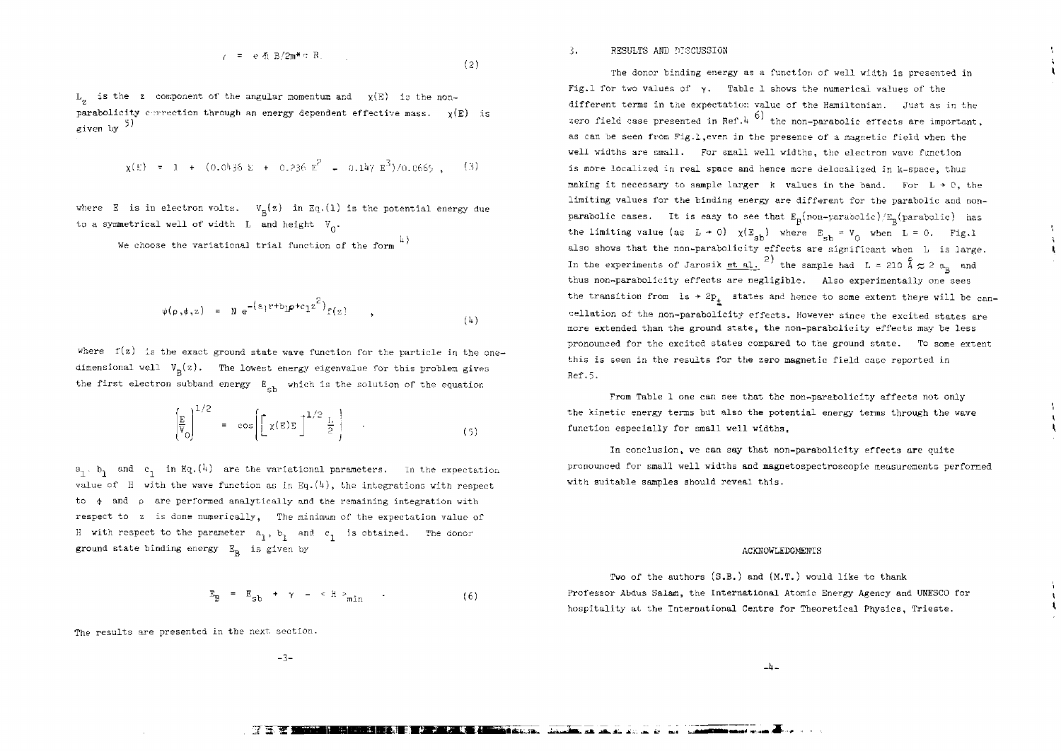$$\gamma = e \hbar B / 2m^* c R \tag{2}$$

$L_z$ is the z component of the angular momentum and $\chi(E)$ is the non-parabolicity correction through an energy dependent effective mass. $\chi(E)$ is given by [5]

$$\chi(E) = 1 + (0.0436\,E + 0.236\,E^2 - 0.147\,E^3)/0.0665\ , \tag{3}$$

where E is in electron volts. $V_B(z)$ in Eq.(1) is the potential energy due to a symmetrical well of width L and height $V_0$.

We choose the variational trial function of the form [4]

$$\psi(\rho,\phi,z) = N\, e^{-(a_1 r + b_1 \rho + c_1 z^2)} f(z)\ , \tag{4}$$

where f(z) is the exact ground state wave function for the particle in the one-dimensional well $V_B(z)$. The lowest energy eigenvalue for this problem gives the first electron subband energy $E_{sb}$ which is the solution of the equation

$$\left(\frac{E}{V_0}\right)^{1/2} = \cos\left[\left[\chi(E)E\right]^{1/2} \frac{L}{2}\right] \ . \tag{5}$$

$a_1$, $b_1$ and $c_1$ in Eq.(4) are the variational parameters. In the expectation value of H with the wave function as in Eq.(4), the integrations with respect to $\phi$ and $\rho$ are performed analytically and the remaining integration with respect to z is done numerically. The minimum of the expectation value of H with respect to the parameter $a_1$, $b_1$ and $c_1$ is obtained. The donor ground state binding energy $E_B$ is given by

$$E_B = E_{sb} + \gamma - \langle H \rangle_{min} \ . \tag{6}$$

The results are presented in the next section.

## 3. RESULTS AND DISCUSSION

The donor binding energy as a function of well width is presented in Fig.1 for two values of $\gamma$. Table 1 shows the numerical values of the different terms in the expectation value of the Hamiltonian. Just as in the zero field case presented in Ref.4 [6] the non-parabolic effects are important, as can be seen from Fig.1, even in the presence of a magnetic field when the well widths are small. For small well widths, the electron wave function is more localized in real space and hence more delocalized in k-space, thus making it necessary to sample larger k values in the band. For $L \to 0$, the limiting values for the binding energy are different for the parabolic and non-parabolic cases. It is easy to see that $E_B$(non-parabolic)/$E_B$(parabolic) has the limiting value (as $L \to 0$) $\chi(E_{sb})$ where $E_{sb} = V_0$ when $L = 0$. Fig.1 also shows that the non-parabolicity effects are significant when L is large. In the experiments of Jarosik *et al.* [2] the sample had $L = 210$ Å $\approx 2\,a_B$ and thus non-parabolicity effects are negligible. Also experimentally one sees the transition from $1s \to 2p_{\pm}$ states and hence to some extent there will be cancellation of the non-parabolicity effects. However since the excited states are more extended than the ground state, the non-parabolicity effects may be less pronounced for the excited states compared to the ground state. To some extent this is seen in the results for the zero magnetic field case reported in Ref.5.

From Table 1 one can see that the non-parabolicity affects not only the kinetic energy terms but also the potential energy terms through the wave function especially for small well widths.

In conclusion, we can say that non-parabolicity effects are quite pronounced for small well widths and magnetospectroscopic measurements performed with suitable samples should reveal this.

### ACKNOWLEDGMENTS

Two of the authors (S.B.) and (M.T.) would like to thank Professor Abdus Salam, the International Atomic Energy Agency and UNESCO for hospitality at the International Centre for Theoretical Physics, Trieste.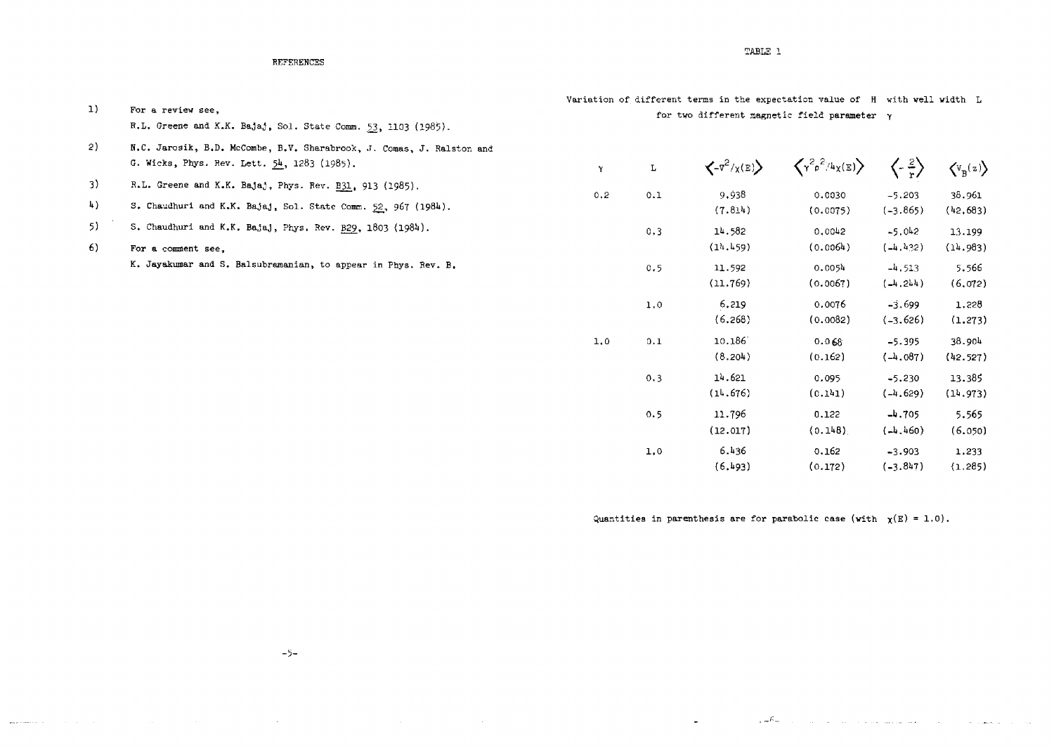## REFERENCES

1) For a review see,
   R.L. Greene and K.K. Bajaj, Sol. State Comm. 53, 1103 (1985).
2) N.C. Jarosik, B.D. McCombe, B.V. Sharabrook, J. Comas, J. Ralston and G. Wicks, Phys. Rev. Lett. 54, 1283 (1985).
3) R.L. Greene and K.K. Bajaj, Phys. Rev. B31, 913 (1985).
4) S. Chaudhuri and K.K. Bajaj, Sol. State Comm. 52, 967 (1984).
5) S. Chaudhuri and K.K. Bajaj, Phys. Rev. B29, 1803 (1984).
6) For a comment see,
   K. Jayakumar and S. Balsubramanian, to appear in Phys. Rev. B.

TABLE 1

Variation of different terms in the expectation value of H with well width L for two different magnetic field parameter $\gamma$

| $\gamma$ | L | $\langle -\nabla^2/\chi(E)\rangle$ | $\langle \gamma^2\rho^2/4\chi(E)\rangle$ | $\langle -\frac{2}{r}\rangle$ | $\langle V_B(z)\rangle$ |
|---|---|---|---|---|---|
| 0.2 | 0.1 | 9.938 (7.814) | 0.0030 (0.0075) | -5.203 (-3.865) | 38.961 (42.683) |
| | 0.3 | 14.582 (14.459) | 0.0042 (0.0064) | -5.042 (-4.432) | 13.199 (14.983) |
| | 0.5 | 11.592 (11.769) | 0.0054 (0.0067) | -4.513 (-4.244) | 5.566 (6.072) |
| | 1.0 | 6.219 (6.268) | 0.0076 (0.0082) | -3.699 (-3.626) | 1.228 (1.273) |
| 1.0 | 0.1 | 10.186 (8.204) | 0.068 (0.162) | -5.395 (-4.087) | 38.904 (42.527) |
| | 0.3 | 14.621 (14.676) | 0.095 (0.141) | -5.230 (-4.629) | 13.385 (14.973) |
| | 0.5 | 11.796 (12.017) | 0.122 (0.148) | -4.705 (-4.460) | 5.565 (6.050) |
| | 1.0 | 6.436 (6.493) | 0.162 (0.172) | -3.903 (-3.847) | 1.233 (1.285) |

Quantities in parenthesis are for parabolic case (with $\chi(E) = 1.0$).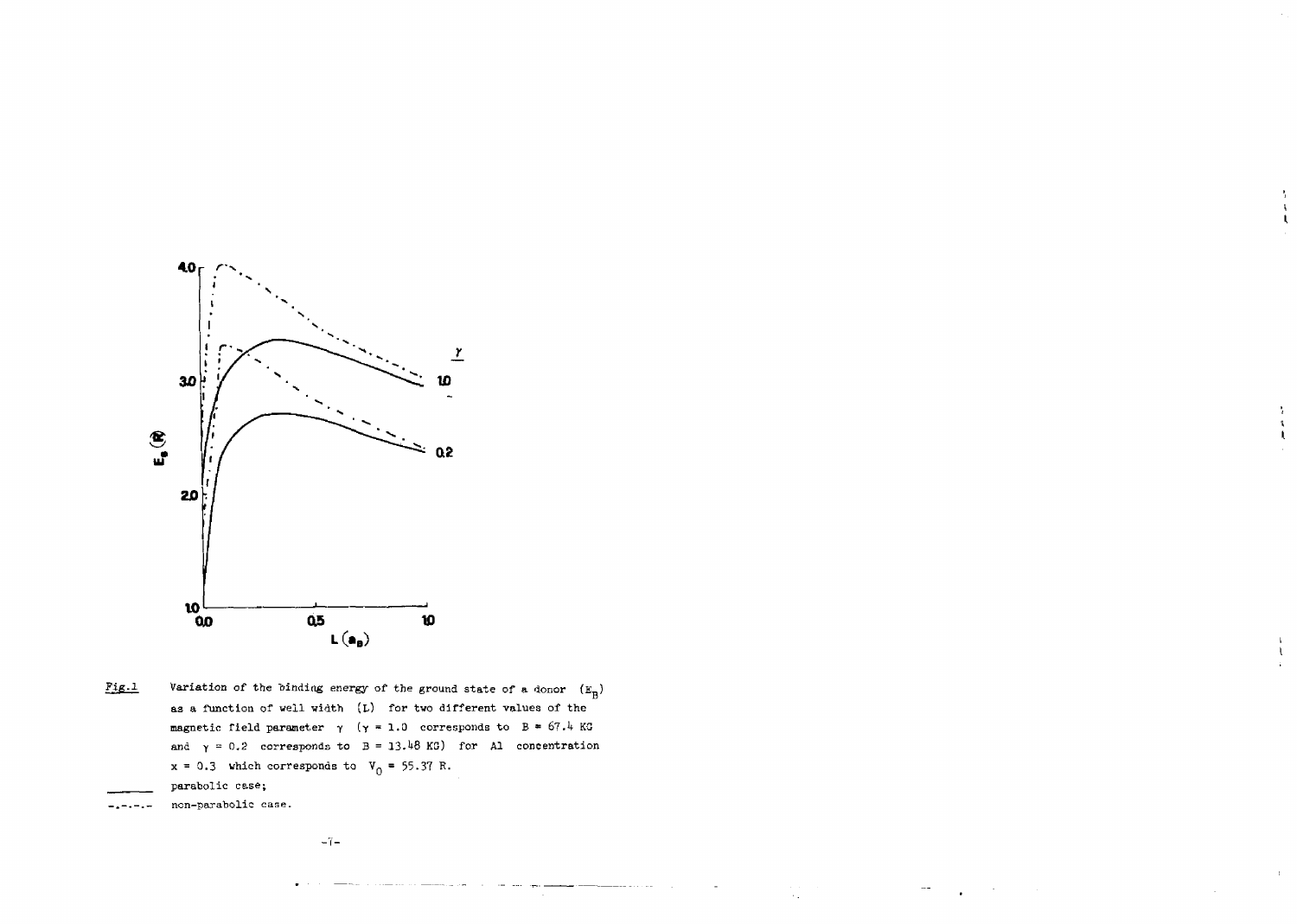4.0

3.0

2.0

1.0

0.0

0.5

1.0

$E_B$ (R)

L ($a_B$)

$\gamma$

1.0

0.2

Fig.1 Variation of the binding energy of the ground state of a donor ($E_B$) as a function of well width (L) for two different values of the magnetic field parameter $\gamma$ ($\gamma$ = 1.0 corresponds to B = 67.4 KG and $\gamma$ = 0.2 corresponds to B = 13.48 KG) for Al concentration x = 0.3 which corresponds to $V_0$ = 55.37 R.

——— parabolic case;

-.-.-.- non-parabolic case.